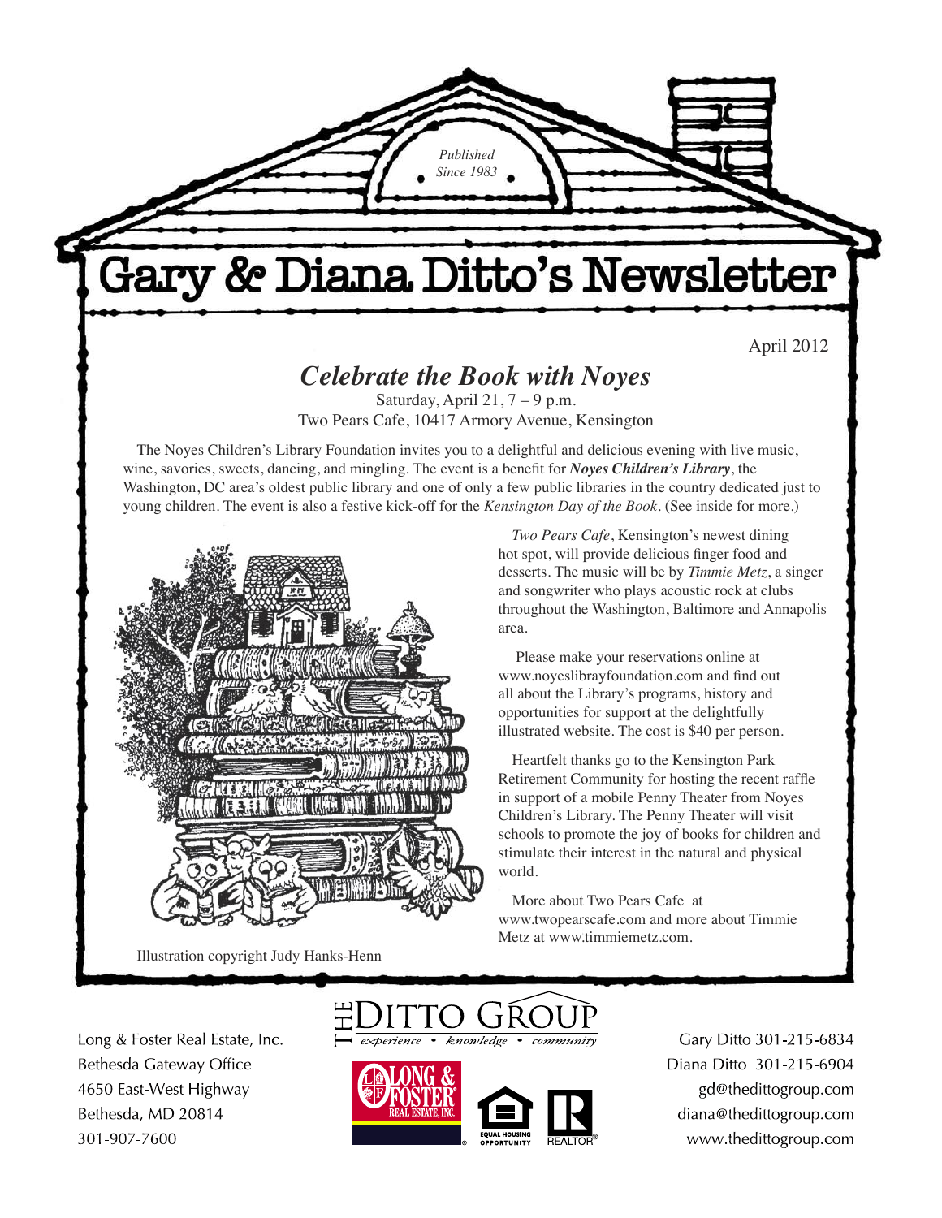Published Since 1983

# Gary & Diana Ditto's Newsletter

April 2012

## *Celebrate the Book with Noyes*

Saturday, April 21, 7 – 9 p.m.
Two Pears Cafe, 10417 Armory Avenue, Kensington

The Noyes Children's Library Foundation invites you to a delightful and delicious evening with live music, wine, savories, sweets, dancing, and mingling. The event is a benefit for ***Noyes Children's Library***, the Washington, DC area's oldest public library and one of only a few public libraries in the country dedicated just to young children. The event is also a festive kick-off for the *Kensington Day of the Book*. (See inside for more.)

*Two Pears Cafe*, Kensington's newest dining hot spot, will provide delicious finger food and desserts. The music will be by *Timmie Metz*, a singer and songwriter who plays acoustic rock at clubs throughout the Washington, Baltimore and Annapolis area.

Please make your reservations online at www.noyeslibrayfoundation.com and find out all about the Library's programs, history and opportunities for support at the delightfully illustrated website. The cost is $40 per person.

Heartfelt thanks go to the Kensington Park Retirement Community for hosting the recent raffle in support of a mobile Penny Theater from Noyes Children's Library. The Penny Theater will visit schools to promote the joy of books for children and stimulate their interest in the natural and physical world.

More about Two Pears Cafe at www.twopearscafe.com and more about Timmie Metz at www.timmiemetz.com.

Illustration copyright Judy Hanks-Henn

THE DITTO GROUP
*experience • knowledge • community*

Long & Foster Real Estate, Inc.
Bethesda Gateway Office
4650 East-West Highway
Bethesda, MD 20814
301-907-7600

Gary Ditto 301-215-6834
Diana Ditto 301-215-6904
gd@thedittogroup.com
diana@thedittogroup.com
www.thedittogroup.com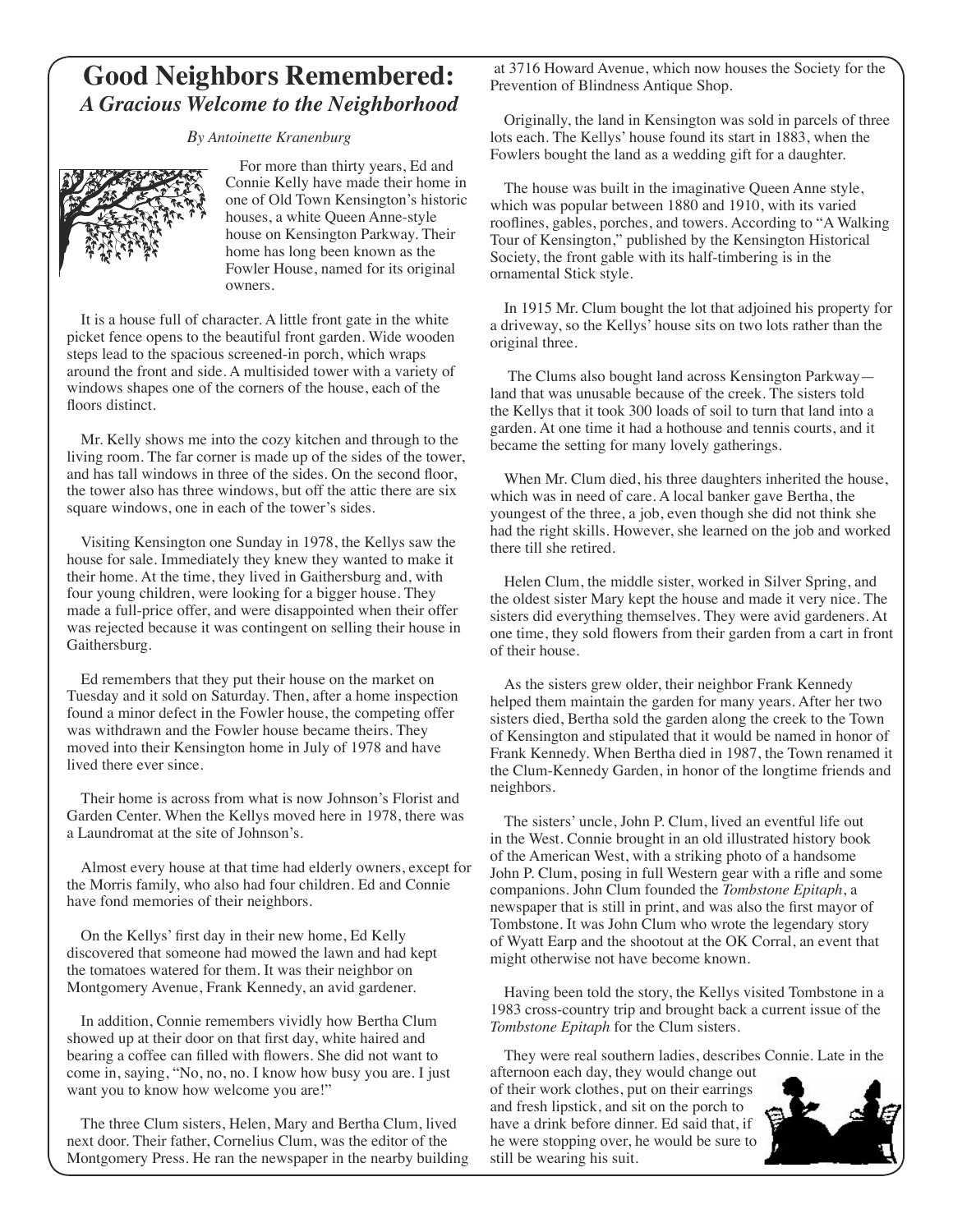# Good Neighbors Remembered:

## *A Gracious Welcome to the Neighborhood*

*By Antoinette Kranenburg*

For more than thirty years, Ed and Connie Kelly have made their home in one of Old Town Kensington's historic houses, a white Queen Anne-style house on Kensington Parkway. Their home has long been known as the Fowler House, named for its original owners.

It is a house full of character. A little front gate in the white picket fence opens to the beautiful front garden. Wide wooden steps lead to the spacious screened-in porch, which wraps around the front and side. A multisided tower with a variety of windows shapes one of the corners of the house, each of the floors distinct.

Mr. Kelly shows me into the cozy kitchen and through to the living room. The far corner is made up of the sides of the tower, and has tall windows in three of the sides. On the second floor, the tower also has three windows, but off the attic there are six square windows, one in each of the tower's sides.

Visiting Kensington one Sunday in 1978, the Kellys saw the house for sale. Immediately they knew they wanted to make it their home. At the time, they lived in Gaithersburg and, with four young children, were looking for a bigger house. They made a full-price offer, and were disappointed when their offer was rejected because it was contingent on selling their house in Gaithersburg.

Ed remembers that they put their house on the market on Tuesday and it sold on Saturday. Then, after a home inspection found a minor defect in the Fowler house, the competing offer was withdrawn and the Fowler house became theirs. They moved into their Kensington home in July of 1978 and have lived there ever since.

Their home is across from what is now Johnson's Florist and Garden Center. When the Kellys moved here in 1978, there was a Laundromat at the site of Johnson's.

Almost every house at that time had elderly owners, except for the Morris family, who also had four children. Ed and Connie have fond memories of their neighbors.

On the Kellys' first day in their new home, Ed Kelly discovered that someone had mowed the lawn and had kept the tomatoes watered for them. It was their neighbor on Montgomery Avenue, Frank Kennedy, an avid gardener.

In addition, Connie remembers vividly how Bertha Clum showed up at their door on that first day, white haired and bearing a coffee can filled with flowers. She did not want to come in, saying, "No, no, no. I know how busy you are. I just want you to know how welcome you are!"

The three Clum sisters, Helen, Mary and Bertha Clum, lived next door. Their father, Cornelius Clum, was the editor of the Montgomery Press. He ran the newspaper in the nearby building at 3716 Howard Avenue, which now houses the Society for the Prevention of Blindness Antique Shop.

Originally, the land in Kensington was sold in parcels of three lots each. The Kellys' house found its start in 1883, when the Fowlers bought the land as a wedding gift for a daughter.

The house was built in the imaginative Queen Anne style, which was popular between 1880 and 1910, with its varied rooflines, gables, porches, and towers. According to "A Walking Tour of Kensington," published by the Kensington Historical Society, the front gable with its half-timbering is in the ornamental Stick style.

In 1915 Mr. Clum bought the lot that adjoined his property for a driveway, so the Kellys' house sits on two lots rather than the original three.

The Clums also bought land across Kensington Parkway—land that was unusable because of the creek. The sisters told the Kellys that it took 300 loads of soil to turn that land into a garden. At one time it had a hothouse and tennis courts, and it became the setting for many lovely gatherings.

When Mr. Clum died, his three daughters inherited the house, which was in need of care. A local banker gave Bertha, the youngest of the three, a job, even though she did not think she had the right skills. However, she learned on the job and worked there till she retired.

Helen Clum, the middle sister, worked in Silver Spring, and the oldest sister Mary kept the house and made it very nice. The sisters did everything themselves. They were avid gardeners. At one time, they sold flowers from their garden from a cart in front of their house.

As the sisters grew older, their neighbor Frank Kennedy helped them maintain the garden for many years. After her two sisters died, Bertha sold the garden along the creek to the Town of Kensington and stipulated that it would be named in honor of Frank Kennedy. When Bertha died in 1987, the Town renamed it the Clum-Kennedy Garden, in honor of the longtime friends and neighbors.

The sisters' uncle, John P. Clum, lived an eventful life out in the West. Connie brought in an old illustrated history book of the American West, with a striking photo of a handsome John P. Clum, posing in full Western gear with a rifle and some companions. John Clum founded the *Tombstone Epitaph*, a newspaper that is still in print, and was also the first mayor of Tombstone. It was John Clum who wrote the legendary story of Wyatt Earp and the shootout at the OK Corral, an event that might otherwise not have become known.

Having been told the story, the Kellys visited Tombstone in a 1983 cross-country trip and brought back a current issue of the *Tombstone Epitaph* for the Clum sisters.

They were real southern ladies, describes Connie. Late in the afternoon each day, they would change out of their work clothes, put on their earrings and fresh lipstick, and sit on the porch to have a drink before dinner. Ed said that, if he were stopping over, he would be sure to still be wearing his suit.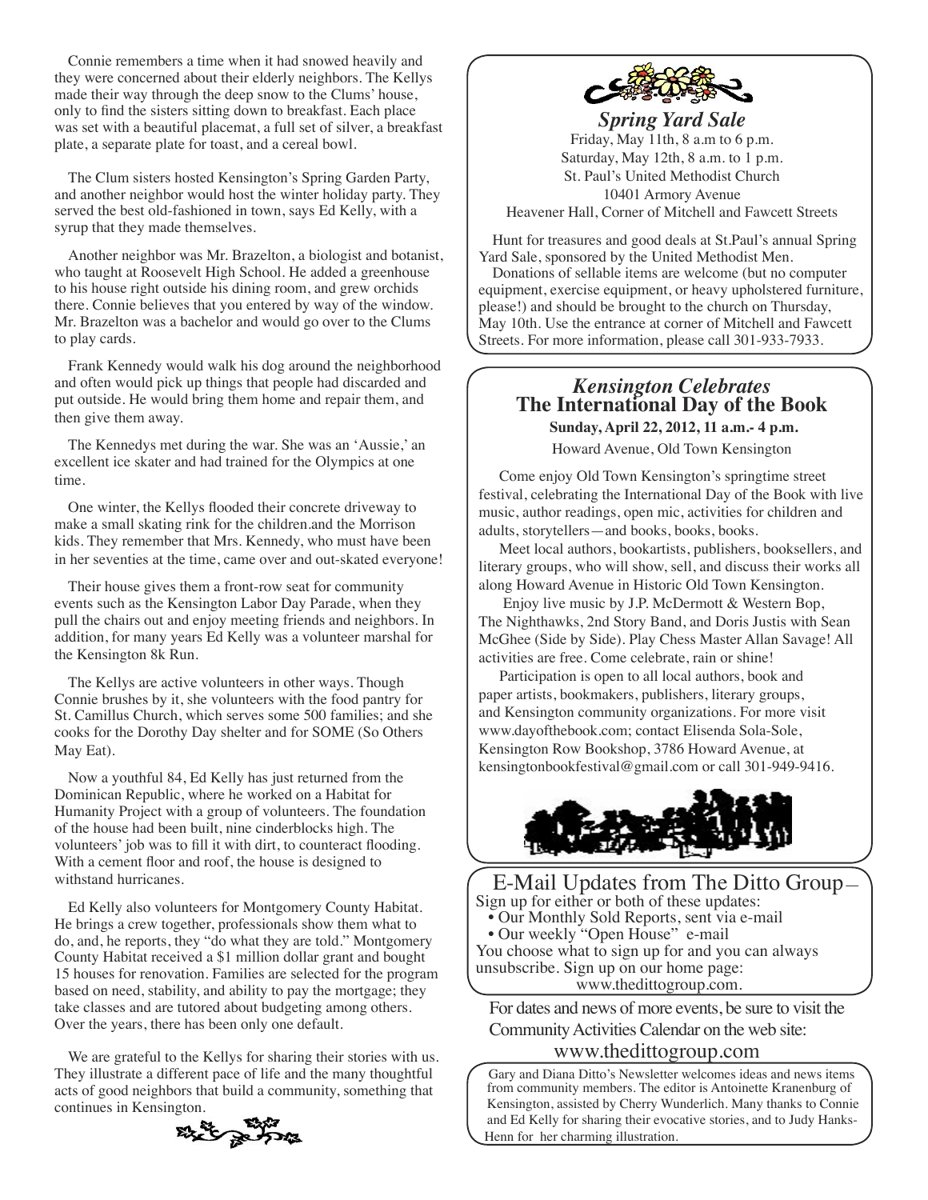Connie remembers a time when it had snowed heavily and they were concerned about their elderly neighbors. The Kellys made their way through the deep snow to the Clums' house, only to find the sisters sitting down to breakfast. Each place was set with a beautiful placemat, a full set of silver, a breakfast plate, a separate plate for toast, and a cereal bowl.

The Clum sisters hosted Kensington's Spring Garden Party, and another neighbor would host the winter holiday party. They served the best old-fashioned in town, says Ed Kelly, with a syrup that they made themselves.

Another neighbor was Mr. Brazelton, a biologist and botanist, who taught at Roosevelt High School. He added a greenhouse to his house right outside his dining room, and grew orchids there. Connie believes that you entered by way of the window. Mr. Brazelton was a bachelor and would go over to the Clums to play cards.

Frank Kennedy would walk his dog around the neighborhood and often would pick up things that people had discarded and put outside. He would bring them home and repair them, and then give them away.

The Kennedys met during the war. She was an 'Aussie,' an excellent ice skater and had trained for the Olympics at one time.

One winter, the Kellys flooded their concrete driveway to make a small skating rink for the children.and the Morrison kids. They remember that Mrs. Kennedy, who must have been in her seventies at the time, came over and out-skated everyone!

Their house gives them a front-row seat for community events such as the Kensington Labor Day Parade, when they pull the chairs out and enjoy meeting friends and neighbors. In addition, for many years Ed Kelly was a volunteer marshal for the Kensington 8k Run.

The Kellys are active volunteers in other ways. Though Connie brushes by it, she volunteers with the food pantry for St. Camillus Church, which serves some 500 families; and she cooks for the Dorothy Day shelter and for SOME (So Others May Eat).

Now a youthful 84, Ed Kelly has just returned from the Dominican Republic, where he worked on a Habitat for Humanity Project with a group of volunteers. The foundation of the house had been built, nine cinderblocks high. The volunteers' job was to fill it with dirt, to counteract flooding. With a cement floor and roof, the house is designed to withstand hurricanes.

Ed Kelly also volunteers for Montgomery County Habitat. He brings a crew together, professionals show them what to do, and, he reports, they "do what they are told." Montgomery County Habitat received a $1 million dollar grant and bought 15 houses for renovation. Families are selected for the program based on need, stability, and ability to pay the mortgage; they take classes and are tutored about budgeting among others. Over the years, there has been only one default.

We are grateful to the Kellys for sharing their stories with us. They illustrate a different pace of life and the many thoughtful acts of good neighbors that build a community, something that continues in Kensington.

## *Spring Yard Sale*

Friday, May 11th, 8 a.m to 6 p.m.
Saturday, May 12th, 8 a.m. to 1 p.m.
St. Paul's United Methodist Church
10401 Armory Avenue
Heavener Hall, Corner of Mitchell and Fawcett Streets

Hunt for treasures and good deals at St.Paul's annual Spring Yard Sale, sponsored by the United Methodist Men.

Donations of sellable items are welcome (but no computer equipment, exercise equipment, or heavy upholstered furniture, please!) and should be brought to the church on Thursday, May 10th. Use the entrance at corner of Mitchell and Fawcett Streets. For more information, please call 301-933-7933.

## *Kensington Celebrates* The International Day of the Book

**Sunday, April 22, 2012, 11 a.m.- 4 p.m.**

Howard Avenue, Old Town Kensington

Come enjoy Old Town Kensington's springtime street festival, celebrating the International Day of the Book with live music, author readings, open mic, activities for children and adults, storytellers—and books, books, books.

Meet local authors, bookartists, publishers, booksellers, and literary groups, who will show, sell, and discuss their works all along Howard Avenue in Historic Old Town Kensington.

Enjoy live music by J.P. McDermott & Western Bop, The Nighthawks, 2nd Story Band, and Doris Justis with Sean McGhee (Side by Side). Play Chess Master Allan Savage! All activities are free. Come celebrate, rain or shine!

Participation is open to all local authors, book and paper artists, bookmakers, publishers, literary groups, and Kensington community organizations. For more visit www.dayofthebook.com; contact Elisenda Sola-Sole, Kensington Row Bookshop, 3786 Howard Avenue, at kensingtonbookfestival@gmail.com or call 301-949-9416.

## E-Mail Updates from The Ditto Group—

Sign up for either or both of these updates:

- Our Monthly Sold Reports, sent via e-mail
- Our weekly "Open House" e-mail

You choose what to sign up for and you can always unsubscribe. Sign up on our home page: www.thedittogroup.com.

For dates and news of more events, be sure to visit the Community Activities Calendar on the web site:
www.thedittogroup.com

Gary and Diana Ditto's Newsletter welcomes ideas and news items from community members. The editor is Antoinette Kranenburg of Kensington, assisted by Cherry Wunderlich. Many thanks to Connie and Ed Kelly for sharing their evocative stories, and to Judy Hanks-Henn for her charming illustration.